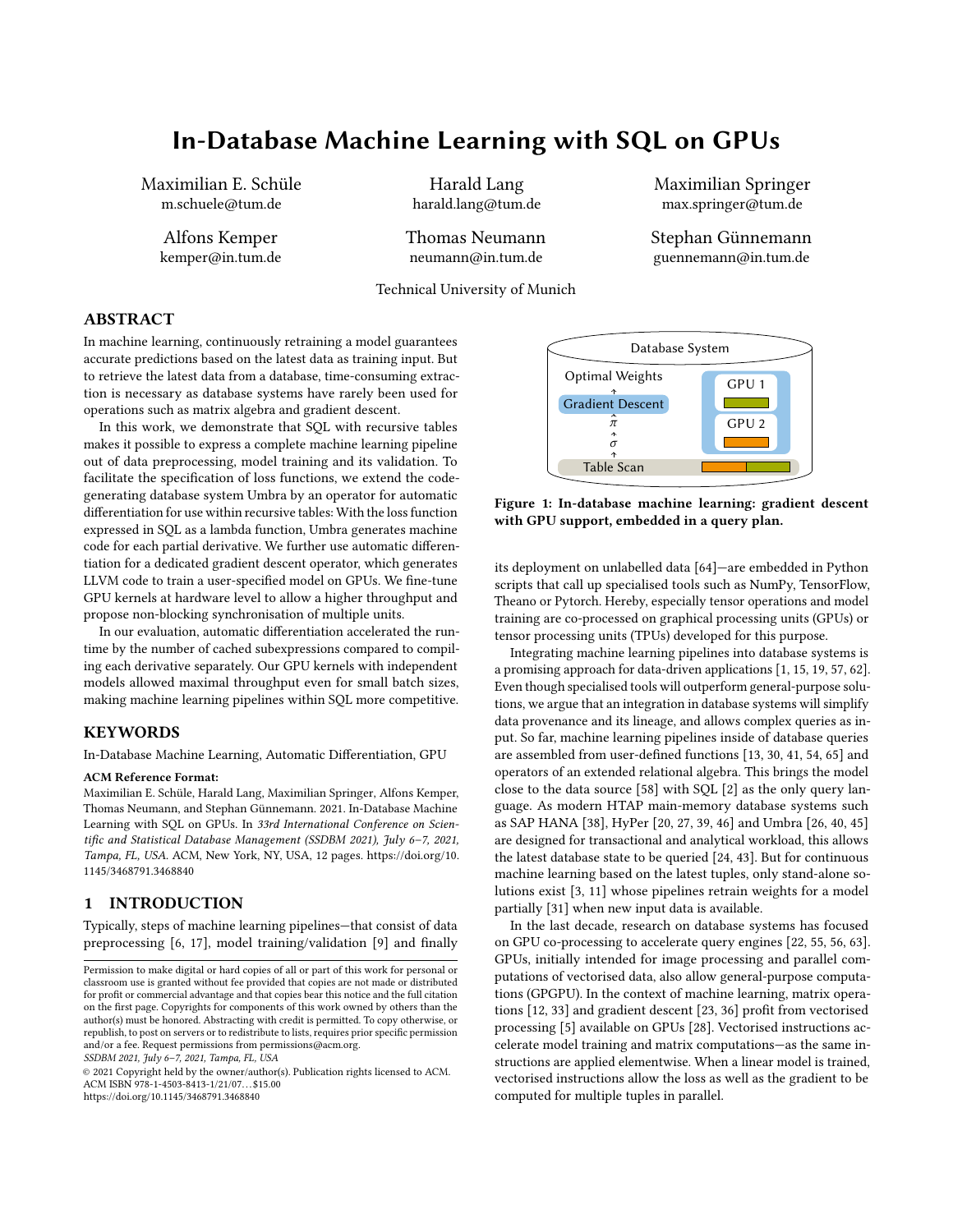# In-Database Machine Learning with SQL on GPUs

Maximilian E. Schüle
m.schuele@tum.de

Harald Lang
harald.lang@tum.de

Maximilian Springer
max.springer@tum.de

Alfons Kemper
kemper@in.tum.de

Thomas Neumann
neumann@in.tum.de

Stephan Günnemann
guennemann@in.tum.de

Technical University of Munich

## ABSTRACT

In machine learning, continuously retraining a model guarantees accurate predictions based on the latest data as training input. But to retrieve the latest data from a database, time-consuming extraction is necessary as database systems have rarely been used for operations such as matrix algebra and gradient descent.

In this work, we demonstrate that SQL with recursive tables makes it possible to express a complete machine learning pipeline out of data preprocessing, model training and its validation. To facilitate the specification of loss functions, we extend the code-generating database system Umbra by an operator for automatic differentiation for use within recursive tables: With the loss function expressed in SQL as a lambda function, Umbra generates machine code for each partial derivative. We further use automatic differentiation for a dedicated gradient descent operator, which generates LLVM code to train a user-specified model on GPUs. We fine-tune GPU kernels at hardware level to allow a higher throughput and propose non-blocking synchronisation of multiple units.

In our evaluation, automatic differentiation accelerated the runtime by the number of cached subexpressions compared to compiling each derivative separately. Our GPU kernels with independent models allowed maximal throughput even for small batch sizes, making machine learning pipelines within SQL more competitive.

## KEYWORDS

In-Database Machine Learning, Automatic Differentiation, GPU

**ACM Reference Format:**
Maximilian E. Schüle, Harald Lang, Maximilian Springer, Alfons Kemper, Thomas Neumann, and Stephan Günnemann. 2021. In-Database Machine Learning with SQL on GPUs. In *33rd International Conference on Scientific and Statistical Database Management (SSDBM 2021), July 6–7, 2021, Tampa, FL, USA.* ACM, New York, NY, USA, 12 pages. https://doi.org/10.1145/3468791.3468840

## 1 INTRODUCTION

Typically, steps of machine learning pipelines—that consist of data preprocessing [6, 17], model training/validation [9] and finally its deployment on unlabelled data [64]—are embedded in Python scripts that call up specialised tools such as NumPy, TensorFlow, Theano or Pytorch. Hereby, especially tensor operations and model training are co-processed on graphical processing units (GPUs) or tensor processing units (TPUs) developed for this purpose.

Integrating machine learning pipelines into database systems is a promising approach for data-driven applications [1, 15, 19, 57, 62]. Even though specialised tools will outperform general-purpose solutions, we argue that an integration in database systems will simplify data provenance and its lineage, and allows complex queries as input. So far, machine learning pipelines inside of database queries are assembled from user-defined functions [13, 30, 41, 54, 65] and operators of an extended relational algebra. This brings the model close to the data source [58] with SQL [2] as the only query language. As modern HTAP main-memory database systems such as SAP HANA [38], HyPer [20, 27, 39, 46] and Umbra [26, 40, 45] are designed for transactional and analytical workload, this allows the latest database state to be queried [24, 43]. But for continuous machine learning based on the latest tuples, only stand-alone solutions exist [3, 11] whose pipelines retrain weights for a model partially [31] when new input data is available.

In the last decade, research on database systems has focused on GPU co-processing to accelerate query engines [22, 55, 56, 63]. GPUs, initially intended for image processing and parallel computations of vectorised data, also allow general-purpose computations (GPGPU). In the context of machine learning, matrix operations [12, 33] and gradient descent [23, 36] profit from vectorised processing [5] available on GPUs [28]. Vectorised instructions accelerate model training and matrix computations—as the same instructions are applied elementwise. When a linear model is trained, vectorised instructions allow the loss as well as the gradient to be computed for multiple tuples in parallel.

Database System

Optimal Weights ← Gradient Descent ← $\pi$ ← $\sigma$ ← Table Scan (GPU 1, GPU 2)

**Figure 1: In-database machine learning: gradient descent with GPU support, embedded in a query plan.**

Permission to make digital or hard copies of all or part of this work for personal or classroom use is granted without fee provided that copies are not made or distributed for profit or commercial advantage and that copies bear this notice and the full citation on the first page. Copyrights for components of this work owned by others than the author(s) must be honored. Abstracting with credit is permitted. To copy otherwise, or republish, to post on servers or to redistribute to lists, requires prior specific permission and/or a fee. Request permissions from permissions@acm.org.
*SSDBM 2021, July 6–7, 2021, Tampa, FL, USA*
© 2021 Copyright held by the owner/author(s). Publication rights licensed to ACM.
ACM ISBN 978-1-4503-8413-1/21/07…$15.00
https://doi.org/10.1145/3468791.3468840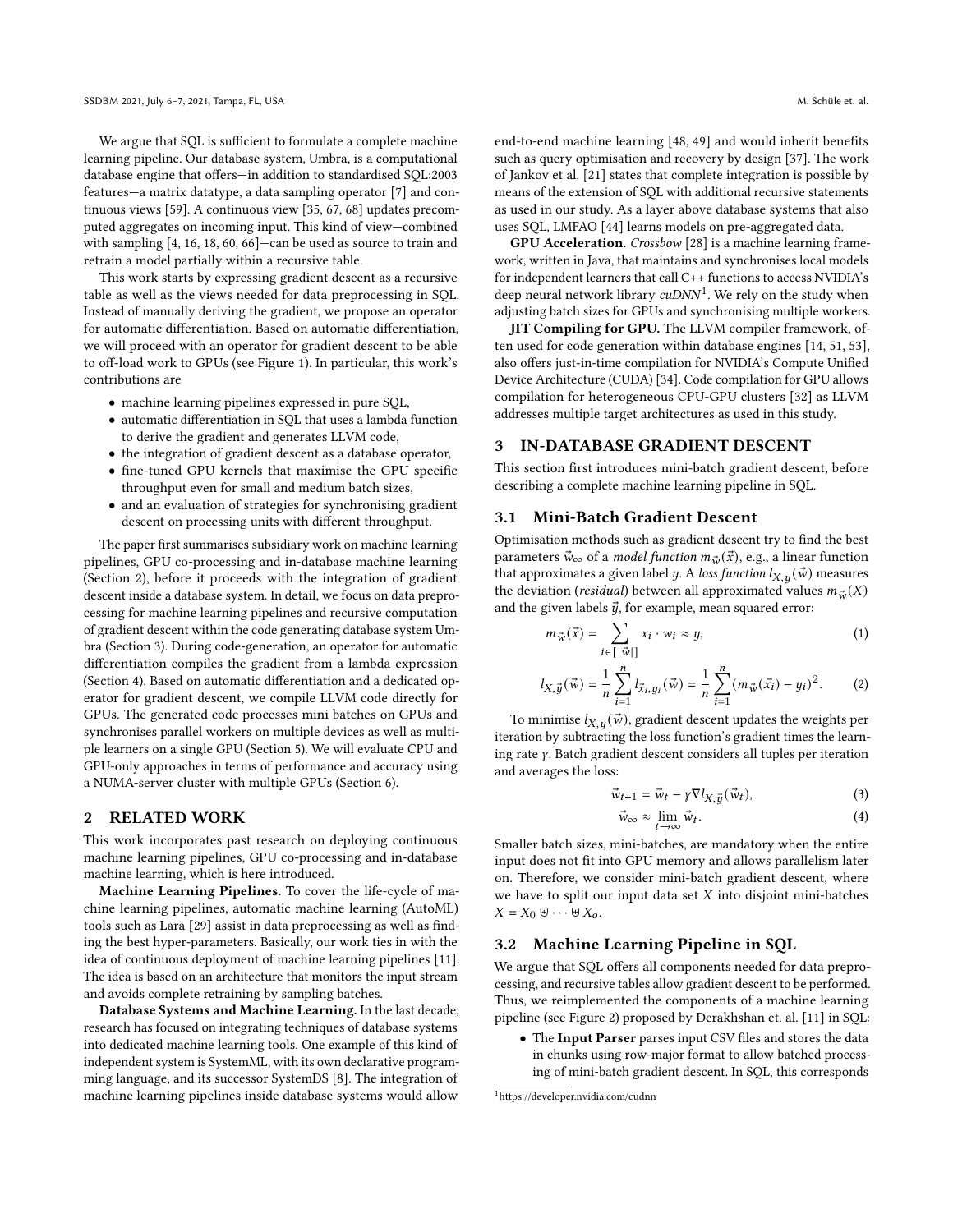We argue that SQL is sufficient to formulate a complete machine learning pipeline. Our database system, Umbra, is a computational database engine that offers—in addition to standardised SQL:2003 features—a matrix datatype, a data sampling operator [7] and continuous views [59]. A continuous view [35, 67, 68] updates precomputed aggregates on incoming input. This kind of view—combined with sampling [4, 16, 18, 60, 66]—can be used as source to train and retrain a model partially within a recursive table.

This work starts by expressing gradient descent as a recursive table as well as the views needed for data preprocessing in SQL. Instead of manually deriving the gradient, we propose an operator for automatic differentiation. Based on automatic differentiation, we will proceed with an operator for gradient descent to be able to off-load work to GPUs (see Figure 1). In particular, this work's contributions are

- machine learning pipelines expressed in pure SQL,
- automatic differentiation in SQL that uses a lambda function to derive the gradient and generates LLVM code,
- the integration of gradient descent as a database operator,
- fine-tuned GPU kernels that maximise the GPU specific throughput even for small and medium batch sizes,
- and an evaluation of strategies for synchronising gradient descent on processing units with different throughput.

The paper first summarises subsidiary work on machine learning pipelines, GPU co-processing and in-database machine learning (Section 2), before it proceeds with the integration of gradient descent inside a database system. In detail, we focus on data preprocessing for machine learning pipelines and recursive computation of gradient descent within the code generating database system Umbra (Section 3). During code-generation, an operator for automatic differentiation compiles the gradient from a lambda expression (Section 4). Based on automatic differentiation and a dedicated operator for gradient descent, we compile LLVM code directly for GPUs. The generated code processes mini batches on GPUs and synchronises parallel workers on multiple devices as well as multiple learners on a single GPU (Section 5). We will evaluate CPU and GPU-only approaches in terms of performance and accuracy using a NUMA-server cluster with multiple GPUs (Section 6).

## 2 RELATED WORK

This work incorporates past research on deploying continuous machine learning pipelines, GPU co-processing and in-database machine learning, which is here introduced.

**Machine Learning Pipelines.** To cover the life-cycle of machine learning pipelines, automatic machine learning (AutoML) tools such as Lara [29] assist in data preprocessing as well as finding the best hyper-parameters. Basically, our work ties in with the idea of continuous deployment of machine learning pipelines [11]. The idea is based on an architecture that monitors the input stream and avoids complete retraining by sampling batches.

**Database Systems and Machine Learning.** In the last decade, research has focused on integrating techniques of database systems into dedicated machine learning tools. One example of this kind of independent system is SystemML, with its own declarative programming language, and its successor SystemDS [8]. The integration of machine learning pipelines inside database systems would allow end-to-end machine learning [48, 49] and would inherit benefits such as query optimisation and recovery by design [37]. The work of Jankov et al. [21] states that complete integration is possible by means of the extension of SQL with additional recursive statements as used in our study. As a layer above database systems that also uses SQL, LMFAO [44] learns models on pre-aggregated data.

**GPU Acceleration.** *Crossbow* [28] is a machine learning framework, written in Java, that maintains and synchronises local models for independent learners that call C++ functions to access NVIDIA's deep neural network library *cuDNN*[1]. We rely on the study when adjusting batch sizes for GPUs and synchronising multiple workers.

**JIT Compiling for GPU.** The LLVM compiler framework, often used for code generation within database engines [14, 51, 53], also offers just-in-time compilation for NVIDIA's Compute Unified Device Architecture (CUDA) [34]. Code compilation for GPU allows compilation for heterogeneous CPU-GPU clusters [32] as LLVM addresses multiple target architectures as used in this study.

## 3 IN-DATABASE GRADIENT DESCENT

This section first introduces mini-batch gradient descent, before describing a complete machine learning pipeline in SQL.

### 3.1 Mini-Batch Gradient Descent

Optimisation methods such as gradient descent try to find the best parameters $\vec{w}_\infty$ of a *model function* $m_{\vec{w}}(\vec{x})$, e.g., a linear function that approximates a given label $y$. A *loss function* $l_{X,y}(\vec{w})$ measures the deviation (*residual*) between all approximated values $m_{\vec{w}}(X)$ and the given labels $\vec{y}$, for example, mean squared error:

$$m_{\vec{w}}(\vec{x}) = \sum_{i \in [|\vec{w}|]} x_i \cdot w_i \approx y, \tag{1}$$

$$l_{X,\vec{y}}(\vec{w}) = \frac{1}{n} \sum_{i=1}^{n} l_{\vec{x}_i, y_i}(\vec{w}) = \frac{1}{n} \sum_{i=1}^{n} (m_{\vec{w}}(\vec{x}_i) - y_i)^2. \tag{2}$$

To minimise $l_{X,y}(\vec{w})$, gradient descent updates the weights per iteration by subtracting the loss function's gradient times the learning rate $\gamma$. Batch gradient descent considers all tuples per iteration and averages the loss:

$$\vec{w}_{t+1} = \vec{w}_t - \gamma \nabla l_{X,\vec{y}}(\vec{w}_t), \tag{3}$$

$$\vec{w}_\infty \approx \lim_{t \to \infty} \vec{w}_t. \tag{4}$$

Smaller batch sizes, mini-batches, are mandatory when the entire input does not fit into GPU memory and allows parallelism later on. Therefore, we consider mini-batch gradient descent, where we have to split our input data set $X$ into disjoint mini-batches $X = X_0 \uplus \cdots \uplus X_o$.

### 3.2 Machine Learning Pipeline in SQL

We argue that SQL offers all components needed for data preprocessing, and recursive tables allow gradient descent to be performed. Thus, we reimplemented the components of a machine learning pipeline (see Figure 2) proposed by Derakhshan et. al. [11] in SQL:

- The **Input Parser** parses input CSV files and stores the data in chunks using row-major format to allow batched processing of mini-batch gradient descent. In SQL, this corresponds

[1] https://developer.nvidia.com/cudnn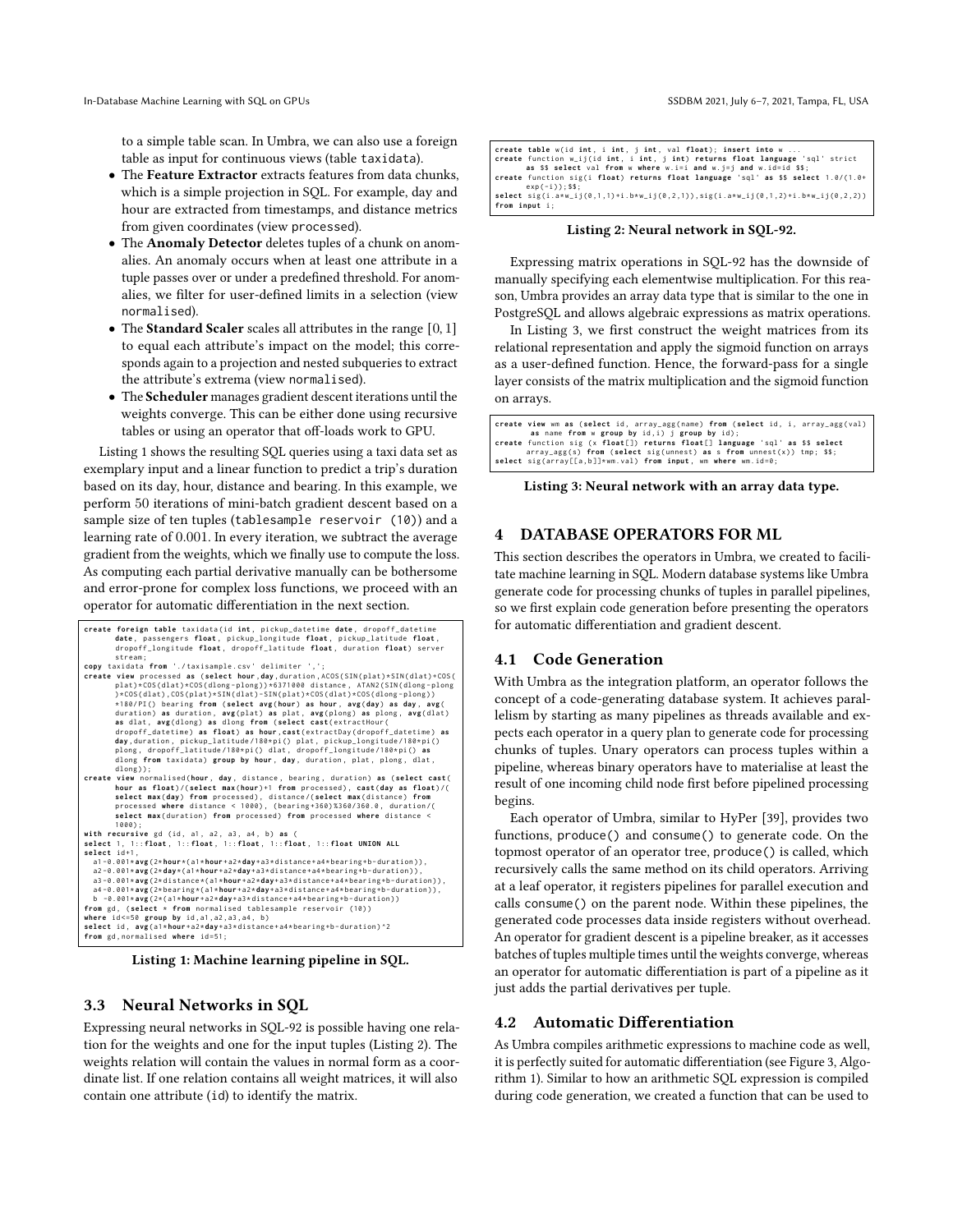to a simple table scan. In Umbra, we can also use a foreign table as input for continuous views (table taxidata).

- The **Feature Extractor** extracts features from data chunks, which is a simple projection in SQL. For example, day and hour are extracted from timestamps, and distance metrics from given coordinates (view processed).
- The **Anomaly Detector** deletes tuples of a chunk on anomalies. An anomaly occurs when at least one attribute in a tuple passes over or under a predefined threshold. For anomalies, we filter for user-defined limits in a selection (view normalised).
- The **Standard Scaler** scales all attributes in the range $[0, 1]$ to equal each attribute's impact on the model; this corresponds again to a projection and nested subqueries to extract the attribute's extrema (view normalised).
- The **Scheduler** manages gradient descent iterations until the weights converge. This can be either done using recursive tables or using an operator that off-loads work to GPU.

Listing 1 shows the resulting SQL queries using a taxi data set as exemplary input and a linear function to predict a trip's duration based on its day, hour, distance and bearing. In this example, we perform 50 iterations of mini-batch gradient descent based on a sample size of ten tuples (tablesample reservoir (10)) and a learning rate of 0.001. In every iteration, we subtract the average gradient from the weights, which we finally use to compute the loss. As computing each partial derivative manually can be bothersome and error-prone for complex loss functions, we proceed with an operator for automatic differentiation in the next section.

```sql
create foreign table taxidata(id int, pickup_datetime date, dropoff_datetime
       date, passengers float, pickup_longitude float, pickup_latitude float,
       dropoff_longitude float, dropoff_latitude float, duration float) server
       stream;
copy taxidata from './taxisample.csv' delimiter ',';
create view processed as (select hour,day,duration,ACOS(SIN(plat)*SIN(dlat)+COS(
       plat)*COS(dlat)*COS(dlong-plong))*6371000 distance, ATAN2(SIN(dlong-plong
       )*COS(dlat),COS(plat)*SIN(dlat)-SIN(plat)*COS(dlat)*COS(dlong-plong))
       *180/PI() bearing from (select avg(hour) as hour, avg(day) as day, avg(
       duration) as duration, avg(plat) as plat, avg(plong) as plong, avg(dlat)
       as dlat, avg(dlong) as dlong from (select cast(extractHour(
       dropoff_datetime) as float) as hour,cast(extractDay(dropoff_datetime) as
       day,duration, pickup_latitude/180*pi() plat, pickup_longitude/180*pi()
       plong, dropoff_latitude/180*pi() dlat, dropoff_longitude/180*pi() as
       dlong from taxidata) group by hour, day, duration, plat, plong, dlat,
       dlong));
create view normalised(hour, day, distance, bearing, duration) as (select cast(
       hour as float)/(select max(hour)+1 from processed), cast(day as float)/(
       select max(day) from processed), distance/(select max(distance) from
       processed where distance < 1000), (bearing+360)%360/360.0, duration/(
       select max(duration) from processed) from processed where distance <
       1000);
with recursive gd (id, a1, a2, a3, a4, b) as (
select 1, 1::float, 1::float, 1::float, 1::float, 1::float UNION ALL
select id+1,
  a1-0.001*avg(2*hour*(a1*hour+a2*day+a3*distance+a4*bearing+b-duration)),
  a2-0.001*avg(2*day*(a1*hour+a2*day+a3*distance+a4*bearing+b-duration)),
  a3-0.001*avg(2*distance*(a1*hour+a2*day+a3*distance+a4*bearing+b-duration)),
  a4-0.001*avg(2*bearing*(a1*hour+a2*day+a3*distance+a4*bearing+b-duration)),
  b -0.001*avg(2*(a1*hour+a2*day+a3*distance+a4*bearing+b-duration))
from gd, (select * from normalised tablesample reservoir (10))
where id<=50 group by id,a1,a2,a3,a4, b)
select id, avg(a1*hour+a2*day+a3*distance+a4*bearing+b-duration)^2
from gd,normalised where id=51;
```

**Listing 1: Machine learning pipeline in SQL.**

### 3.3 Neural Networks in SQL

Expressing neural networks in SQL-92 is possible having one relation for the weights and one for the input tuples (Listing 2). The weights relation will contain the values in normal form as a coordinate list. If one relation contains all weight matrices, it will also contain one attribute (id) to identify the matrix.

```sql
create table w(id int, i int, j int, val float); insert into w ...
create function w_ij(id int, i int, j int) returns float language 'sql' strict
       as $$ select val from w where w.i=i and w.j=j and w.id=id $$;
create function sig(i float) returns float language 'sql' as $$ select 1.0/(1.0+
       exp(-i)); $$;
select sig(i.a*w_ij(0,1,1)+i.b*w_ij(0,2,1)),sig(i.a*w_ij(0,1,2)+i.b*w_ij(0,2,2))
from input i;
```

**Listing 2: Neural network in SQL-92.**

Expressing matrix operations in SQL-92 has the downside of manually specifying each elementwise multiplication. For this reason, Umbra provides an array data type that is similar to the one in PostgreSQL and allows algebraic expressions as matrix operations.

In Listing 3, we first construct the weight matrices from its relational representation and apply the sigmoid function on arrays as a user-defined function. Hence, the forward-pass for a single layer consists of the matrix multiplication and the sigmoid function on arrays.

```sql
create view wm as (select id, array_agg(name) from (select id, i, array_agg(val)
        as name from w group by id,i) j group by id);
create function sig (x float[]) returns float[] language 'sql' as $$ select
       array_agg(s) from (select sig(unnest) as s from unnest(x)) tmp; $$;
select sig(array[[a,b]]*wm.val) from input, wm where wm.id=0;
```

**Listing 3: Neural network with an array data type.**

## 4 DATABASE OPERATORS FOR ML

This section describes the operators in Umbra, we created to facilitate machine learning in SQL. Modern database systems like Umbra generate code for processing chunks of tuples in parallel pipelines, so we first explain code generation before presenting the operators for automatic differentiation and gradient descent.

### 4.1 Code Generation

With Umbra as the integration platform, an operator follows the concept of a code-generating database system. It achieves parallelism by starting as many pipelines as threads available and expects each operator in a query plan to generate code for processing chunks of tuples. Unary operators can process tuples within a pipeline, whereas binary operators have to materialise at least the result of one incoming child node first before pipelined processing begins.

Each operator of Umbra, similar to HyPer [39], provides two functions, produce() and consume() to generate code. On the topmost operator of an operator tree, produce() is called, which recursively calls the same method on its child operators. Arriving at a leaf operator, it registers pipelines for parallel execution and calls consume() on the parent node. Within these pipelines, the generated code processes data inside registers without overhead. An operator for gradient descent is a pipeline breaker, as it accesses batches of tuples multiple times until the weights converge, whereas an operator for automatic differentiation is part of a pipeline as it just adds the partial derivatives per tuple.

### 4.2 Automatic Differentiation

As Umbra compiles arithmetic expressions to machine code as well, it is perfectly suited for automatic differentiation (see Figure 3, Algorithm 1). Similar to how an arithmetic SQL expression is compiled during code generation, we created a function that can be used to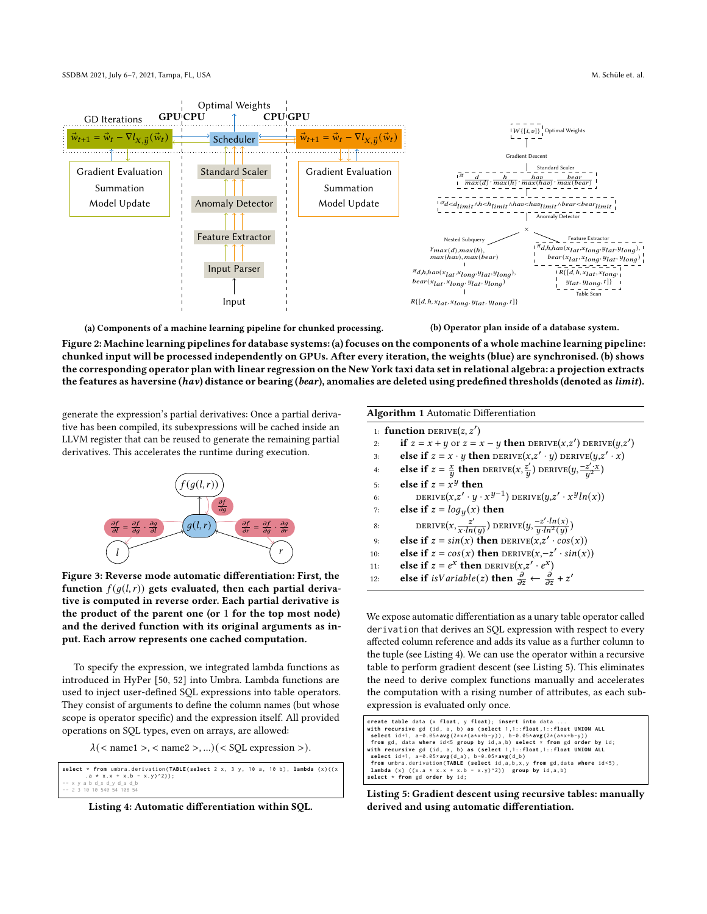(a) Components of a machine learning pipeline for chunked processing.

(b) Operator plan inside of a database system.

**Figure 2: Machine learning pipelines for database systems: (a) focuses on the components of a whole machine learning pipeline: chunked input will be processed independently on GPUs. After every iteration, the weights (blue) are synchronised. (b) shows the corresponding operator plan with linear regression on the New York taxi data set in relational algebra: a projection extracts the features as haversine (*hav*) distance or bearing (*bear*), anomalies are deleted using predefined thresholds (denoted as *limit*).**

generate the expression's partial derivatives: Once a partial derivative has been compiled, its subexpressions will be cached inside an LLVM register that can be reused to generate the remaining partial derivatives. This accelerates the runtime during execution.

**Figure 3: Reverse mode automatic differentiation: First, the function $f(g(l,r))$ gets evaluated, then each partial derivative is computed in reverse order. Each partial derivative is the product of the parent one (or 1 for the top most node) and the derived function with its original arguments as input. Each arrow represents one cached computation.**

To specify the expression, we integrated lambda functions as introduced in HyPer [50, 52] into Umbra. Lambda functions are used to inject user-defined SQL expressions into table operators. They consist of arguments to define the column names (but whose scope is operator specific) and the expression itself. All provided operations on SQL types, even on arrays, are allowed:

$$\lambda(<\text{name1}>, <\text{name2}>, ...)(<\text{SQL expression}>).$$

```
select * from umbra.derivation(TABLE(select 2 x, 3 y, 10 a, 10 b), lambda (x)((x
        .a * x.x + x.b - x.y)^2));
-- x y a b d_x d_y d_a d_b
-- 2 3 10 10 540 54 108 54
```

**Listing 4: Automatic differentiation within SQL.**

**Algorithm 1** Automatic Differentiation

1: **function** DERIVE$(z, z')$
2: &nbsp;&nbsp;**if** $z = x + y$ or $z = x - y$ **then** DERIVE$(x,z')$ DERIVE$(y,z')$
3: &nbsp;&nbsp;**else if** $z = x \cdot y$ **then** DERIVE$(x,z' \cdot y)$ DERIVE$(y,z' \cdot x)$
4: &nbsp;&nbsp;**else if** $z = \frac{x}{y}$ **then** DERIVE$(x, \frac{z'}{y})$ DERIVE$(y, \frac{-z' \cdot x}{y^2})$
5: &nbsp;&nbsp;**else if** $z = x^y$ **then**
6: &nbsp;&nbsp;&nbsp;&nbsp;DERIVE$(x,z' \cdot y \cdot x^{y-1})$ DERIVE$(y,z' \cdot x^y ln(x))$
7: &nbsp;&nbsp;**else if** $z = log_y(x)$ **then**
8: &nbsp;&nbsp;&nbsp;&nbsp;DERIVE$(x, \frac{z'}{x \cdot ln(y)})$ DERIVE$(y, \frac{-z' \cdot ln(x)}{y \cdot ln^2(y)})$
9: &nbsp;&nbsp;**else if** $z = sin(x)$ **then** DERIVE$(x,z' \cdot cos(x))$
10: &nbsp;&nbsp;**else if** $z = cos(x)$ **then** DERIVE$(x,-z' \cdot sin(x))$
11: &nbsp;&nbsp;**else if** $z = e^x$ **then** DERIVE$(x,z' \cdot e^x)$
12: &nbsp;&nbsp;**else if** $isVariable(z)$ **then** $\frac{\partial}{\partial z} \leftarrow \frac{\partial}{\partial z} + z'$

We expose automatic differentiation as a unary table operator called `derivation` that derives an SQL expression with respect to every affected column reference and adds its value as a further column to the tuple (see Listing 4). We can use the operator within a recursive table to perform gradient descent (see Listing 5). This eliminates the need to derive complex functions manually and accelerates the computation with a rising number of attributes, as each subexpression is evaluated only once.

```
create table data (x float, y float); insert into data ...
with recursive gd (id, a, b) as (select 1,1::float,1::float UNION ALL
 select id+1, a-0.05*avg(2*x*(a*x+b-y)), b-0.05*avg(2*(a*x+b-y))
 from gd, data where id<5 group by id,a,b) select * from gd order by id;
with recursive gd (id, a, b) as (select 1,1::float,1::float UNION ALL
 select id+1, a-0.05*avg(d_a), b-0.05*avg(d_b)
 from umbra.derivation(TABLE (select id,a,b,x,y from gd,data where id<5),
 lambda (x) ((x.a * x.x + x.b - x.y)^2)) group by id,a,b)
select * from gd order by id;
```

**Listing 5: Gradient descent using recursive tables: manually derived and using automatic differentiation.**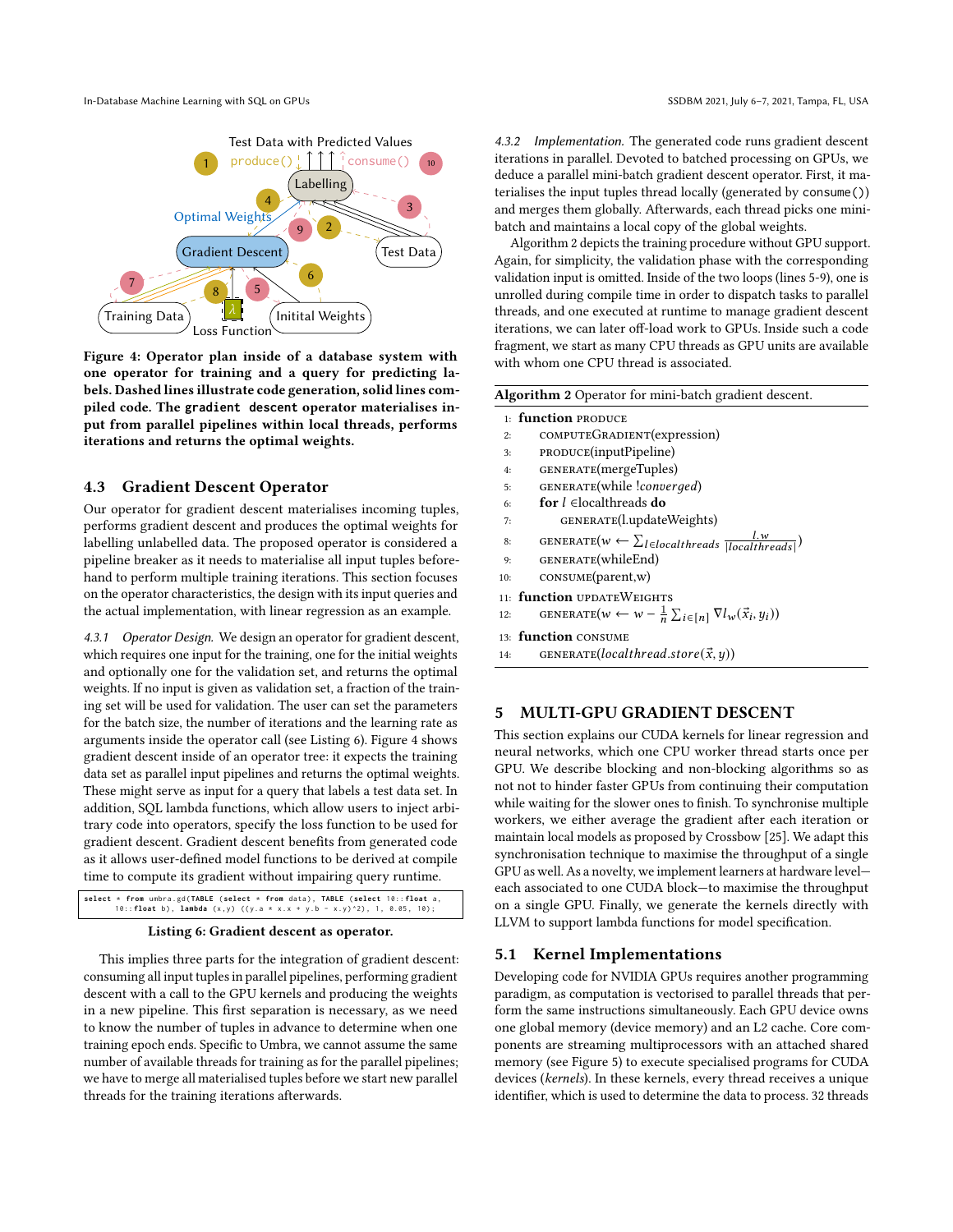Figure 4: Operator plan inside of a database system with one operator for training and a query for predicting labels. Dashed lines illustrate code generation, solid lines compiled code. The `gradient descent` operator materialises input from parallel pipelines within local threads, performs iterations and returns the optimal weights.

## 4.3 Gradient Descent Operator

Our operator for gradient descent materialises incoming tuples, performs gradient descent and produces the optimal weights for labelling unlabelled data. The proposed operator is considered a pipeline breaker as it needs to materialise all input tuples beforehand to perform multiple training iterations. This section focuses on the operator characteristics, the design with its input queries and the actual implementation, with linear regression as an example.

*4.3.1 Operator Design.* We design an operator for gradient descent, which requires one input for the training, one for the initial weights and optionally one for the validation set, and returns the optimal weights. If no input is given as validation set, a fraction of the training set will be used for validation. The user can set the parameters for the batch size, the number of iterations and the learning rate as arguments inside the operator call (see Listing 6). Figure 4 shows gradient descent inside of an operator tree: it expects the training data set as parallel input pipelines and returns the optimal weights. These might serve as input for a query that labels a test data set. In addition, SQL lambda functions, which allow users to inject arbitrary code into operators, specify the loss function to be used for gradient descent. Gradient descent benefits from generated code as it allows user-defined model functions to be derived at compile time to compute its gradient without impairing query runtime.

```
select * from umbra.gd(TABLE (select * from data), TABLE (select 10::float a,
      10::float b), lambda (x,y) ((y.a * x.x + y.b - x.y)^2), 1, 0.05, 10);
```

Listing 6: Gradient descent as operator.

This implies three parts for the integration of gradient descent: consuming all input tuples in parallel pipelines, performing gradient descent with a call to the GPU kernels and producing the weights in a new pipeline. This first separation is necessary, as we need to know the number of tuples in advance to determine when one training epoch ends. Specific to Umbra, we cannot assume the same number of available threads for training as for the parallel pipelines; we have to merge all materialised tuples before we start new parallel threads for the training iterations afterwards.

*4.3.2 Implementation.* The generated code runs gradient descent iterations in parallel. Devoted to batched processing on GPUs, we deduce a parallel mini-batch gradient descent operator. First, it materialises the input tuples thread locally (generated by `consume()`) and merges them globally. Afterwards, each thread picks one mini-batch and maintains a local copy of the global weights.

Algorithm 2 depicts the training procedure without GPU support. Again, for simplicity, the validation phase with the corresponding validation input is omitted. Inside of the two loops (lines 5-9), one is unrolled during compile time in order to dispatch tasks to parallel threads, and one executed at runtime to manage gradient descent iterations, we can later off-load work to GPUs. Inside such a code fragment, we start as many CPU threads as GPU units are available with whom one CPU thread is associated.

**Algorithm 2** Operator for mini-batch gradient descent.

```
1:  function PRODUCE
2:      COMPUTEGRADIENT(expression)
3:      PRODUCE(inputPipeline)
4:      GENERATE(mergeTuples)
5:      GENERATE(while !converged)
6:      for l ∈localthreads do
7:          GENERATE(l.updateWeights)
8:      GENERATE(w ← Σ_{l∈localthreads} l.w / |localthreads|)
9:      GENERATE(whileEnd)
10:     CONSUME(parent,w)
11: function UPDATEWEIGHTS
12:     GENERATE(w ← w − (1/n) Σ_{i∈[n]} ∇l_w(x_i, y_i))
13: function CONSUME
14:     GENERATE(localthread.store(x, y))
```

Line 8: $w \leftarrow \sum_{l \in localthreads} \frac{l.w}{|localthreads|}$; Line 12: $w \leftarrow w - \frac{1}{n}\sum_{i\in[n]} \nabla l_w(\vec{x}_i, y_i)$; Line 14: $localthread.store(\vec{x}, y)$

# 5 MULTI-GPU GRADIENT DESCENT

This section explains our CUDA kernels for linear regression and neural networks, which one CPU worker thread starts once per GPU. We describe blocking and non-blocking algorithms so as not to hinder faster GPUs from continuing their computation while waiting for the slower ones to finish. To synchronise multiple workers, we either average the gradient after each iteration or maintain local models as proposed by Crossbow [25]. We adapt this synchronisation technique to maximise the throughput of a single GPU as well. As a novelty, we implement learners at hardware level—each associated to one CUDA block—to maximise the throughput on a single GPU. Finally, we generate the kernels directly with LLVM to support lambda functions for model specification.

## 5.1 Kernel Implementations

Developing code for NVIDIA GPUs requires another programming paradigm, as computation is vectorised to parallel threads that perform the same instructions simultaneously. Each GPU device owns one global memory (device memory) and an L2 cache. Core components are streaming multiprocessors with an attached shared memory (see Figure 5) to execute specialised programs for CUDA devices (*kernels*). In these kernels, every thread receives a unique identifier, which is used to determine the data to process. 32 threads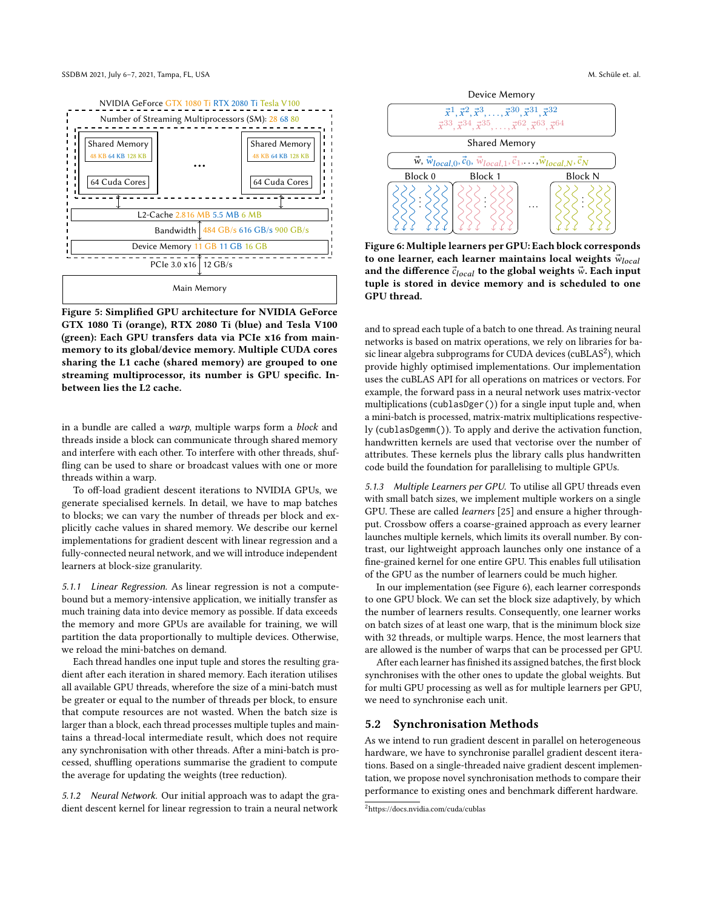Figure 5: Simplified GPU architecture for NVIDIA GeForce GTX 1080 Ti (orange), RTX 2080 Ti (blue) and Tesla V100 (green): Each GPU transfers data via PCIe x16 from main-memory to its global/device memory. Multiple CUDA cores sharing the L1 cache (shared memory) are grouped to one streaming multiprocessor, its number is GPU specific. In-between lies the L2 cache.

in a bundle are called a *warp*, multiple warps form a *block* and threads inside a block can communicate through shared memory and interfere with each other. To interfere with other threads, shuffling can be used to share or broadcast values with one or more threads within a warp.

To off-load gradient descent iterations to NVIDIA GPUs, we generate specialised kernels. In detail, we have to map batches to blocks; we can vary the number of threads per block and explicitly cache values in shared memory. We describe our kernel implementations for gradient descent with linear regression and a fully-connected neural network, and we will introduce independent learners at block-size granularity.

#### 5.1.1 Linear Regression.

As linear regression is not a compute-bound but a memory-intensive application, we initially transfer as much training data into device memory as possible. If data exceeds the memory and more GPUs are available for training, we will partition the data proportionally to multiple devices. Otherwise, we reload the mini-batches on demand.

Each thread handles one input tuple and stores the resulting gradient after each iteration in shared memory. Each iteration utilises all available GPU threads, wherefore the size of a mini-batch must be greater or equal to the number of threads per block, to ensure that compute resources are not wasted. When the batch size is larger than a block, each thread processes multiple tuples and maintains a thread-local intermediate result, which does not require any synchronisation with other threads. After a mini-batch is processed, shuffling operations summarise the gradient to compute the average for updating the weights (tree reduction).

#### 5.1.2 Neural Network.

Our initial approach was to adapt the gradient descent kernel for linear regression to train a neural network and to spread each tuple of a batch to one thread. As training neural networks is based on matrix operations, we rely on libraries for basic linear algebra subprograms for CUDA devices (cuBLAS[2]), which provide highly optimised implementations. Our implementation uses the cuBLAS API for all operations on matrices or vectors. For example, the forward pass in a neural network uses matrix-vector multiplications (`cublasDger()`) for a single input tuple and, when a mini-batch is processed, matrix-matrix multiplications respectively (`cublasDgemm()`). To apply and derive the activation function, handwritten kernels are used that vectorise over the number of attributes. These kernels plus the library calls plus handwritten code build the foundation for parallelising to multiple GPUs.

Figure 6: Multiple learners per GPU: Each block corresponds to one learner, each learner maintains local weights $\vec{w}_{local}$ and the difference $\vec{c}_{local}$ to the global weights $\vec{w}$. Each input tuple is stored in device memory and is scheduled to one GPU thread.

#### 5.1.3 Multiple Learners per GPU.

To utilise all GPU threads even with small batch sizes, we implement multiple workers on a single GPU. These are called *learners* [25] and ensure a higher throughput. Crossbow offers a coarse-grained approach as every learner launches multiple kernels, which limits its overall number. By contrast, our lightweight approach launches only one instance of a fine-grained kernel for one entire GPU. This enables full utilisation of the GPU as the number of learners could be much higher.

In our implementation (see Figure 6), each learner corresponds to one GPU block. We can set the block size adaptively, by which the number of learners results. Consequently, one learner works on batch sizes of at least one warp, that is the minimum block size with 32 threads, or multiple warps. Hence, the most learners that are allowed is the number of warps that can be processed per GPU.

After each learner has finished its assigned batches, the first block synchronises with the other ones to update the global weights. But for multi GPU processing as well as for multiple learners per GPU, we need to synchronise each unit.

## 5.2 Synchronisation Methods

As we intend to run gradient descent in parallel on heterogeneous hardware, we have to synchronise parallel gradient descent iterations. Based on a single-threaded naive gradient descent implementation, we propose novel synchronisation methods to compare their performance to existing ones and benchmark different hardware.

[2] https://docs.nvidia.com/cuda/cublas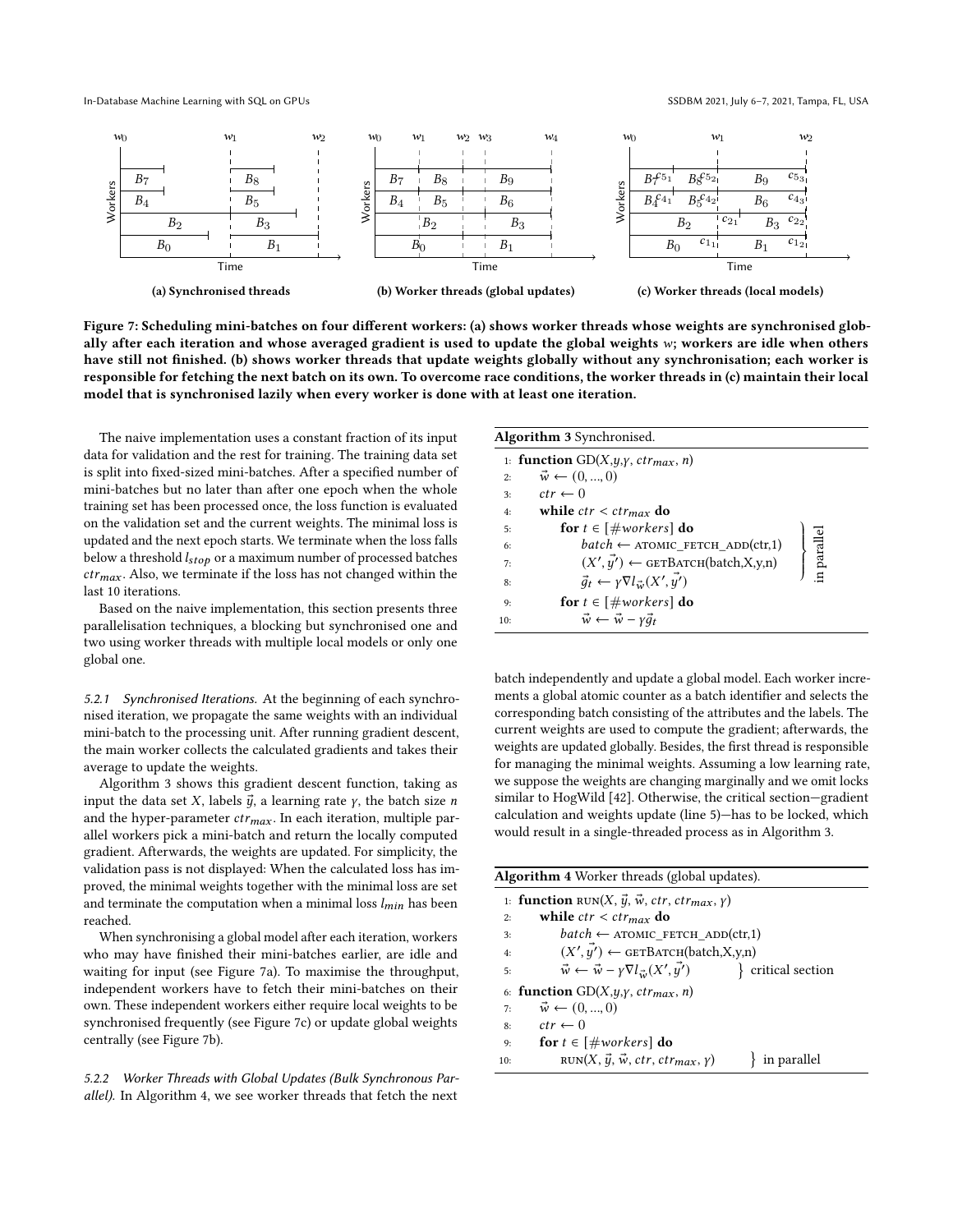(a) Synchronised threads

(b) Worker threads (global updates)

(c) Worker threads (local models)

**Figure 7: Scheduling mini-batches on four different workers: (a) shows worker threads whose weights are synchronised globally after each iteration and whose averaged gradient is used to update the global weights $w$; workers are idle when others have still not finished. (b) shows worker threads that update weights globally without any synchronisation; each worker is responsible for fetching the next batch on its own. To overcome race conditions, the worker threads in (c) maintain their local model that is synchronised lazily when every worker is done with at least one iteration.**

The naive implementation uses a constant fraction of its input data for validation and the rest for training. The training data set is split into fixed-sized mini-batches. After a specified number of mini-batches but no later than after one epoch when the whole training set has been processed once, the loss function is evaluated on the validation set and the current weights. The minimal loss is updated and the next epoch starts. We terminate when the loss falls below a threshold $l_{stop}$ or a maximum number of processed batches $ctr_{max}$. Also, we terminate if the loss has not changed within the last 10 iterations.

Based on the naive implementation, this section presents three parallelisation techniques, a blocking but synchronised one and two using worker threads with multiple local models or only one global one.

#### 5.2.1 Synchronised Iterations.

At the beginning of each synchronised iteration, we propagate the same weights with an individual mini-batch to the processing unit. After running gradient descent, the main worker collects the calculated gradients and takes their average to update the weights.

Algorithm 3 shows this gradient descent function, taking as input the data set $X$, labels $\vec{y}$, a learning rate $\gamma$, the batch size $n$ and the hyper-parameter $ctr_{max}$. In each iteration, multiple parallel workers pick a mini-batch and return the locally computed gradient. Afterwards, the weights are updated. For simplicity, the validation pass is not displayed: When the calculated loss has improved, the minimal weights together with the minimal loss are set and terminate the computation when a minimal loss $l_{min}$ has been reached.

When synchronising a global model after each iteration, workers who may have finished their mini-batches earlier, are idle and waiting for input (see Figure 7a). To maximise the throughput, independent workers have to fetch their mini-batches on their own. These independent workers either require local weights to be synchronised frequently (see Figure 7c) or update global weights centrally (see Figure 7b).

**Algorithm 3** Synchronised.

```
1:  function GD(X, y, γ, ctr_max, n)
2:      w⃗ ← (0, ..., 0)
3:      ctr ← 0
4:      while ctr < ctr_max do
5:          for t ∈ [#workers] do                          ⎫
6:              batch ← ATOMIC_FETCH_ADD(ctr,1)            ⎬ in parallel
7:              (X′, y⃗′) ← GETBATCH(batch,X,y,n)            ⎪
8:              g⃗_t ← γ∇l_w⃗(X′, y⃗′)                        ⎭
9:          for t ∈ [#workers] do
10:             w⃗ ← w⃗ − γg⃗_t
```

#### 5.2.2 Worker Threads with Global Updates (Bulk Synchronous Parallel).

In Algorithm 4, we see worker threads that fetch the next batch independently and update a global model. Each worker increments a global atomic counter as a batch identifier and selects the corresponding batch consisting of the attributes and the labels. The current weights are used to compute the gradient; afterwards, the weights are updated globally. Besides, the first thread is responsible for managing the minimal weights. Assuming a low learning rate, we suppose the weights are changing marginally and we omit locks similar to HogWild [42]. Otherwise, the critical section—gradient calculation and weights update (line 5)—has to be locked, which would result in a single-threaded process as in Algorithm 3.

**Algorithm 4** Worker threads (global updates).

```
1:  function RUN(X, y⃗, w⃗, ctr, ctr_max, γ)
2:      while ctr < ctr_max do
3:          batch ← ATOMIC_FETCH_ADD(ctr,1)
4:          (X′, y⃗′) ← GETBATCH(batch,X,y,n)
5:          w⃗ ← w⃗ − γ∇l_w⃗(X′, y⃗′)          } critical section
6:  function GD(X, y, γ, ctr_max, n)
7:      w⃗ ← (0, ..., 0)
8:      ctr ← 0
9:      for t ∈ [#workers] do
10:         RUN(X, y⃗, w⃗, ctr, ctr_max, γ)     } in parallel
```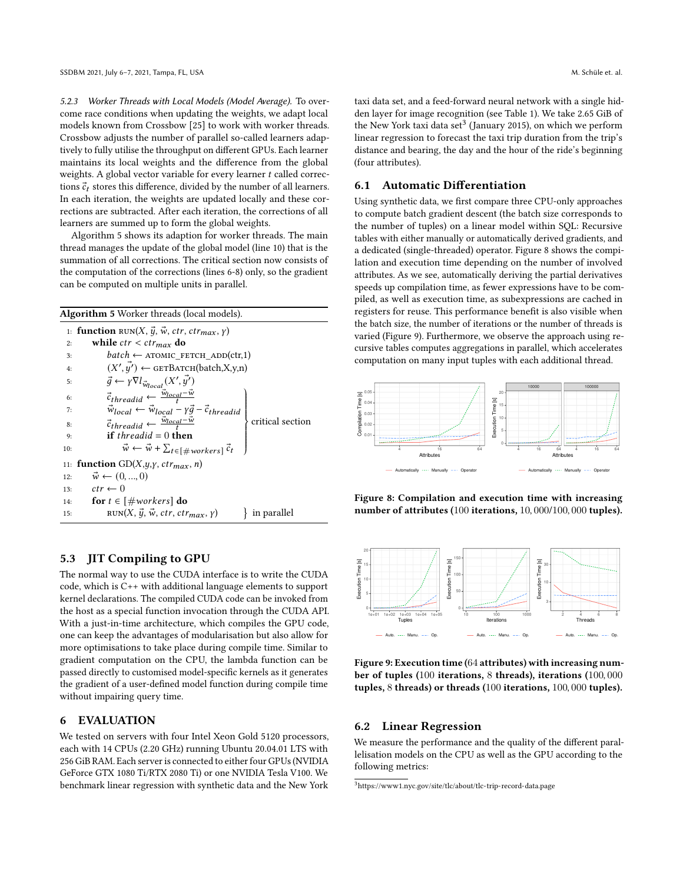*5.2.3 Worker Threads with Local Models (Model Average).* To overcome race conditions when updating the weights, we adapt local models known from Crossbow [25] to work with worker threads. Crossbow adjusts the number of parallel so-called learners adaptively to fully utilise the throughput on different GPUs. Each learner maintains its local weights and the difference from the global weights. A global vector variable for every learner $t$ called corrections $\vec{c}_t$ stores this difference, divided by the number of all learners. In each iteration, the weights are updated locally and these corrections are subtracted. After each iteration, the corrections of all learners are summed up to form the global weights.

Algorithm 5 shows its adaption for worker threads. The main thread manages the update of the global model (line 10) that is the summation of all corrections. The critical section now consists of the computation of the corrections (lines 6-8) only, so the gradient can be computed on multiple units in parallel.

**Algorithm 5** Worker threads (local models).

1: **function** RUN($X, \vec{y}, \vec{w}, ctr, ctr_{max}, \gamma$)
2: &nbsp;&nbsp;&nbsp;&nbsp;**while** $ctr < ctr_{max}$ **do**
3: &nbsp;&nbsp;&nbsp;&nbsp;&nbsp;&nbsp;&nbsp;&nbsp;$batch \leftarrow$ ATOMIC_FETCH_ADD(ctr,1)
4: &nbsp;&nbsp;&nbsp;&nbsp;&nbsp;&nbsp;&nbsp;&nbsp;$(X', \vec{y}') \leftarrow$ GETBATCH(batch,X,y,n)
5: &nbsp;&nbsp;&nbsp;&nbsp;&nbsp;&nbsp;&nbsp;&nbsp;$\vec{g} \leftarrow \gamma \nabla l_{\vec{w}_{local}}(X', \vec{y}')$
6: &nbsp;&nbsp;&nbsp;&nbsp;&nbsp;&nbsp;&nbsp;&nbsp;$\vec{c}_{threadid} \leftarrow \frac{\vec{w}_{local} - \vec{w}}{t}$ &nbsp;&nbsp;&nbsp;&nbsp;} critical section
7: &nbsp;&nbsp;&nbsp;&nbsp;&nbsp;&nbsp;&nbsp;&nbsp;$\vec{w}_{local} \leftarrow \vec{w}_{local} - \gamma \vec{g} - \vec{c}_{threadid}$
8: &nbsp;&nbsp;&nbsp;&nbsp;&nbsp;&nbsp;&nbsp;&nbsp;$\vec{c}_{threadid} \leftarrow \frac{\vec{w}_{local} - \vec{w}}{t}$
9: &nbsp;&nbsp;&nbsp;&nbsp;&nbsp;&nbsp;&nbsp;&nbsp;**if** $threadid = 0$ **then**
10: &nbsp;&nbsp;&nbsp;&nbsp;&nbsp;&nbsp;&nbsp;&nbsp;&nbsp;&nbsp;&nbsp;&nbsp;$\vec{w} \leftarrow \vec{w} + \sum_{t \in [\#workers]} \vec{c}_t$
11: **function** GD($X, y, \gamma, ctr_{max}, n$)
12: &nbsp;&nbsp;&nbsp;&nbsp;$\vec{w} \leftarrow (0, ..., 0)$
13: &nbsp;&nbsp;&nbsp;&nbsp;$ctr \leftarrow 0$
14: &nbsp;&nbsp;&nbsp;&nbsp;**for** $t \in [\#workers]$ **do**
15: &nbsp;&nbsp;&nbsp;&nbsp;&nbsp;&nbsp;&nbsp;&nbsp;RUN($X, \vec{y}, \vec{w}, ctr, ctr_{max}, \gamma$) &nbsp;&nbsp;&nbsp;&nbsp;} in parallel

## 5.3 JIT Compiling to GPU

The normal way to use the CUDA interface is to write the CUDA code, which is C++ with additional language elements to support kernel declarations. The compiled CUDA code can be invoked from the host as a special function invocation through the CUDA API. With a just-in-time architecture, which compiles the GPU code, one can keep the advantages of modularisation but also allow for more optimisations to take place during compile time. Similar to gradient computation on the CPU, the lambda function can be passed directly to customised model-specific kernels as it generates the gradient of a user-defined model function during compile time without impairing query time.

# 6 EVALUATION

We tested on servers with four Intel Xeon Gold 5120 processors, each with 14 CPUs (2.20 GHz) running Ubuntu 20.04.01 LTS with 256 GiB RAM. Each server is connected to either four GPUs (NVIDIA GeForce GTX 1080 Ti/RTX 2080 Ti) or one NVIDIA Tesla V100. We benchmark linear regression with synthetic data and the New York taxi data set, and a feed-forward neural network with a single hidden layer for image recognition (see Table 1). We take 2.65 GiB of the New York taxi data set[3] (January 2015), on which we perform linear regression to forecast the taxi trip duration from the trip's distance and bearing, the day and the hour of the ride's beginning (four attributes).

## 6.1 Automatic Differentiation

Using synthetic data, we first compare three CPU-only approaches to compute batch gradient descent (the batch size corresponds to the number of tuples) on a linear model within SQL: Recursive tables with either manually or automatically derived gradients, and a dedicated (single-threaded) operator. Figure 8 shows the compilation and execution time depending on the number of involved attributes. As we see, automatically deriving the partial derivatives speeds up compilation time, as fewer expressions have to be compiled, as well as execution time, as subexpressions are cached in registers for reuse. This performance benefit is also visible when the batch size, the number of iterations or the number of threads is varied (Figure 9). Furthermore, we observe the approach using recursive tables computes aggregations in parallel, which accelerates computation on many input tuples with each additional thread.

**Figure 8: Compilation and execution time with increasing number of attributes (100 iterations, 10,000/100,000 tuples).**

**Figure 9: Execution time (64 attributes) with increasing number of tuples (100 iterations, 8 threads), iterations (100,000 tuples, 8 threads) or threads (100 iterations, 100,000 tuples).**

## 6.2 Linear Regression

We measure the performance and the quality of the different parallelisation models on the CPU as well as the GPU according to the following metrics:

[3] https://www1.nyc.gov/site/tlc/about/tlc-trip-record-data.page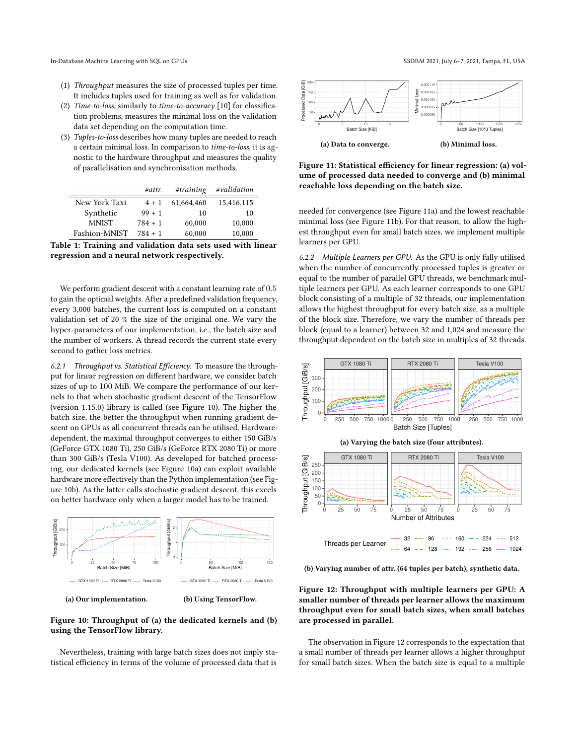(1) *Throughput* measures the size of processed tuples per time. It includes tuples used for training as well as for validation.
(2) *Time-to-loss*, similarly to *time-to-accuracy* [10] for classification problems, measures the minimal loss on the validation data set depending on the computation time.
(3) *Tuples-to-loss* describes how many tuples are needed to reach a certain minimal loss. In comparison to *time-to-loss*, it is agnostic to the hardware throughput and measures the quality of parallelisation and synchronisation methods.

| | *#attr.* | *#training* | *#validation* |
|---|---|---|---|
| New York Taxi | 4 + 1 | 61,664,460 | 15,416,115 |
| Synthetic | 99 + 1 | 10 | 10 |
| MNIST | 784 + 1 | 60,000 | 10,000 |
| Fashion-MNIST | 784 + 1 | 60,000 | 10,000 |

**Table 1: Training and validation data sets used with linear regression and a neural network respectively.**

We perform gradient descent with a constant learning rate of 0.5 to gain the optimal weights. After a predefined validation frequency, every 3,000 batches, the current loss is computed on a constant validation set of 20 % the size of the original one. We vary the hyper-parameters of our implementation, i.e., the batch size and the number of workers. A thread records the current state every second to gather loss metrics.

*6.2.1 Throughput vs. Statistical Efficiency.* To measure the throughput for linear regression on different hardware, we consider batch sizes of up to 100 MiB. We compare the performance of our kernels to that when stochastic gradient descent of the TensorFlow (version 1.15.0) library is called (see Figure 10). The higher the batch size, the better the throughput when running gradient descent on GPUs as all concurrent threads can be utilised. Hardware-dependent, the maximal throughput converges to either 150 GiB/s (GeForce GTX 1080 Ti), 250 GiB/s (GeForce RTX 2080 Ti) or more than 300 GiB/s (Tesla V100). As developed for batched processing, our dedicated kernels (see Figure 10a) can exploit available hardware more effectively than the Python implementation (see Figure 10b). As the latter calls stochastic gradient descent, this excels on better hardware only when a larger model has to be trained.

(a) Our implementation.

(b) Using TensorFlow.

**Figure 10: Throughput of (a) the dedicated kernels and (b) using the TensorFlow library.**

Nevertheless, training with large batch sizes does not imply statistical efficiency in terms of the volume of processed data that is needed for convergence (see Figure 11a) and the lowest reachable minimal loss (see Figure 11b). For that reason, to allow the highest throughput even for small batch sizes, we implement multiple learners per GPU.

(a) Data to converge.

(b) Minimal loss.

**Figure 11: Statistical efficiency for linear regression: (a) volume of processed data needed to converge and (b) minimal reachable loss depending on the batch size.**

*6.2.2 Multiple Learners per GPU.* As the GPU is only fully utilised when the number of concurrently processed tuples is greater or equal to the number of parallel GPU threads, we benchmark multiple learners per GPU. As each learner corresponds to one GPU block consisting of a multiple of 32 threads, our implementation allows the highest throughput for every batch size, as a multiple of the block size. Therefore, we vary the number of threads per block (equal to a learner) between 32 and 1,024 and measure the throughput dependent on the batch size in multiples of 32 threads.

(a) Varying the batch size (four attributes).

(b) Varying number of attr. (64 tuples per batch), synthetic data.

**Figure 12: Throughput with multiple learners per GPU: A smaller number of threads per learner allows the maximum throughput even for small batch sizes, when small batches are processed in parallel.**

The observation in Figure 12 corresponds to the expectation that a small number of threads per learner allows a higher throughput for small batch sizes. When the batch size is equal to a multiple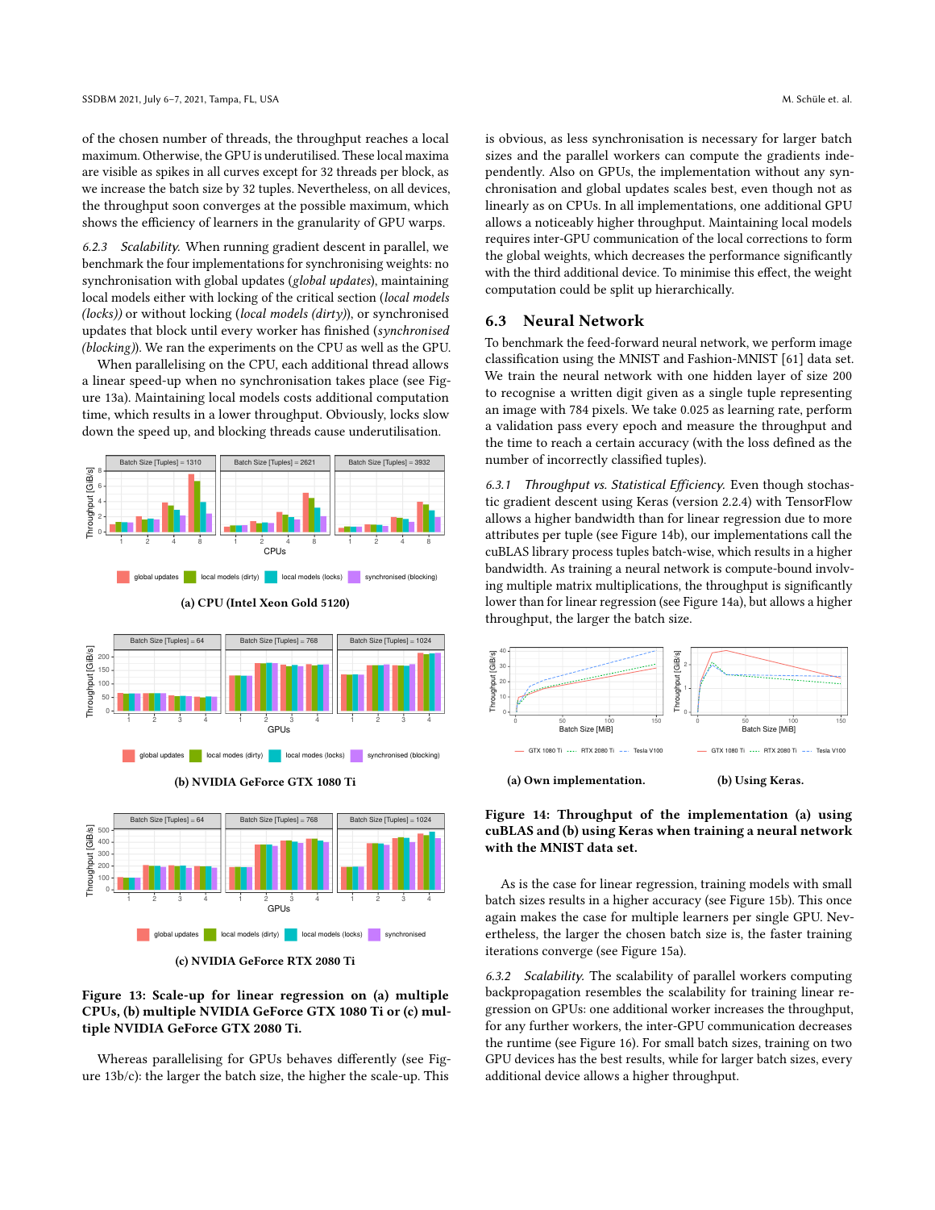of the chosen number of threads, the throughput reaches a local maximum. Otherwise, the GPU is underutilised. These local maxima are visible as spikes in all curves except for 32 threads per block, as we increase the batch size by 32 tuples. Nevertheless, on all devices, the throughput soon converges at the possible maximum, which shows the efficiency of learners in the granularity of GPU warps.

*6.2.3 Scalability.* When running gradient descent in parallel, we benchmark the four implementations for synchronising weights: no synchronisation with global updates (*global updates*), maintaining local models either with locking of the critical section (*local models (locks)*) or without locking (*local models (dirty)*), or synchronised updates that block until every worker has finished (*synchronised (blocking)*). We ran the experiments on the CPU as well as the GPU.

When parallelising on the CPU, each additional thread allows a linear speed-up when no synchronisation takes place (see Figure 13a). Maintaining local models costs additional computation time, which results in a lower throughput. Obviously, locks slow down the speed up, and blocking threads cause underutilisation.

**(a) CPU (Intel Xeon Gold 5120)**

**(b) NVIDIA GeForce GTX 1080 Ti**

**(c) NVIDIA GeForce RTX 2080 Ti**

**Figure 13: Scale-up for linear regression on (a) multiple CPUs, (b) multiple NVIDIA GeForce GTX 1080 Ti or (c) multiple NVIDIA GeForce GTX 2080 Ti.**

Whereas parallelising for GPUs behaves differently (see Figure 13b/c): the larger the batch size, the higher the scale-up. This is obvious, as less synchronisation is necessary for larger batch sizes and the parallel workers can compute the gradients independently. Also on GPUs, the implementation without any synchronisation and global updates scales best, even though not as linearly as on CPUs. In all implementations, one additional GPU allows a noticeably higher throughput. Maintaining local models requires inter-GPU communication of the local corrections to form the global weights, which decreases the performance significantly with the third additional device. To minimise this effect, the weight computation could be split up hierarchically.

## 6.3 Neural Network

To benchmark the feed-forward neural network, we perform image classification using the MNIST and Fashion-MNIST [61] data set. We train the neural network with one hidden layer of size 200 to recognise a written digit given as a single tuple representing an image with 784 pixels. We take 0.025 as learning rate, perform a validation pass every epoch and measure the throughput and the time to reach a certain accuracy (with the loss defined as the number of incorrectly classified tuples).

*6.3.1 Throughput vs. Statistical Efficiency.* Even though stochastic gradient descent using Keras (version 2.2.4) with TensorFlow allows a higher bandwidth than for linear regression due to more attributes per tuple (see Figure 14b), our implementations call the cuBLAS library process tuples batch-wise, which results in a higher bandwidth. As training a neural network is compute-bound involving multiple matrix multiplications, the throughput is significantly lower than for linear regression (see Figure 14a), but allows a higher throughput, the larger the batch size.

**(a) Own implementation.** **(b) Using Keras.**

**Figure 14: Throughput of the implementation (a) using cuBLAS and (b) using Keras when training a neural network with the MNIST data set.**

As is the case for linear regression, training models with small batch sizes results in a higher accuracy (see Figure 15b). This once again makes the case for multiple learners per single GPU. Nevertheless, the larger the chosen batch size is, the faster training iterations converge (see Figure 15a).

*6.3.2 Scalability.* The scalability of parallel workers computing backpropagation resembles the scalability for training linear regression on GPUs: one additional worker increases the throughput, for any further workers, the inter-GPU communication decreases the runtime (see Figure 16). For small batch sizes, training on two GPU devices has the best results, while for larger batch sizes, every additional device allows a higher throughput.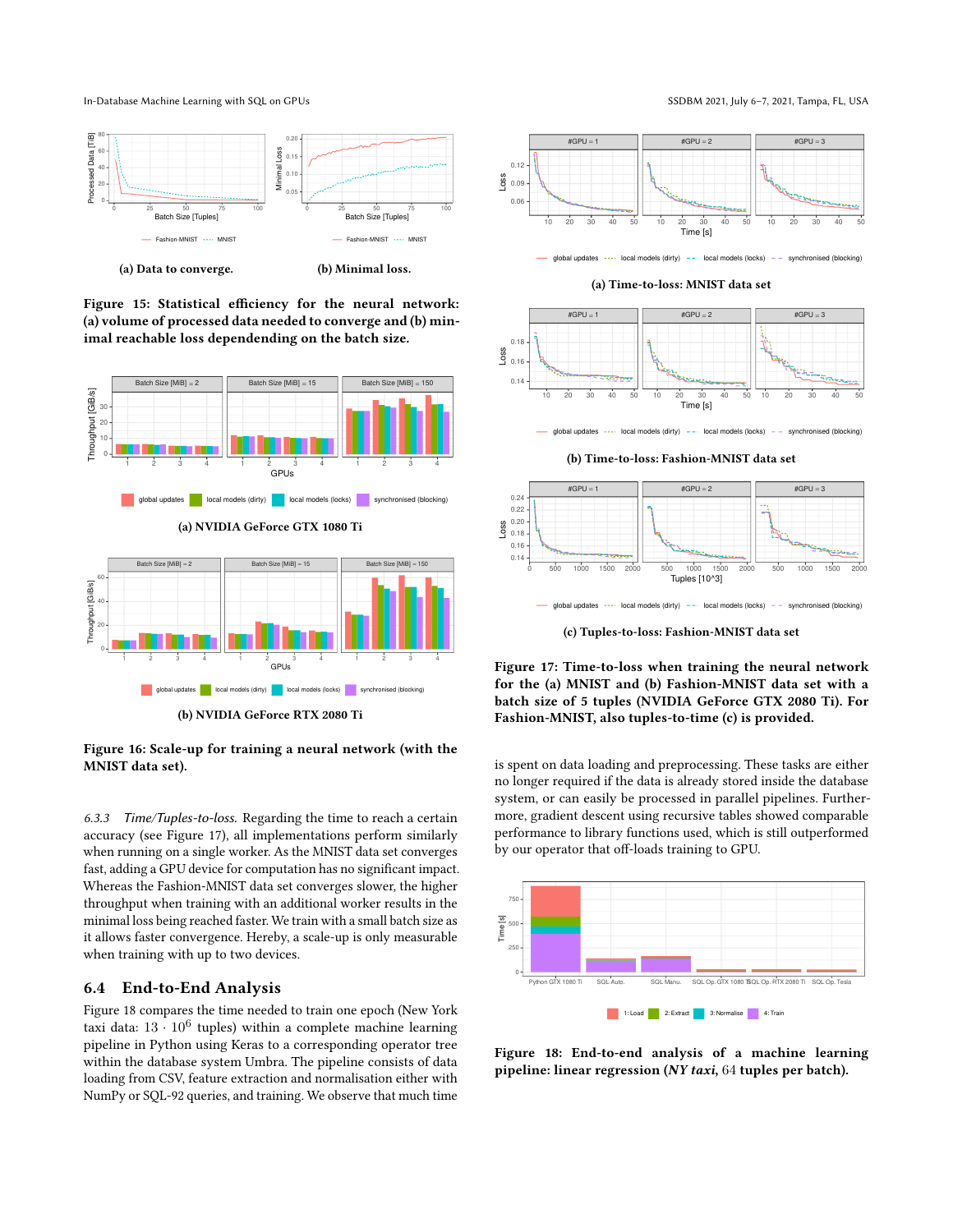(a) Data to converge.

(b) Minimal loss.

**Figure 15: Statistical efficiency for the neural network: (a) volume of processed data needed to converge and (b) minimal reachable loss dependending on the batch size.**

(a) NVIDIA GeForce GTX 1080 Ti

(b) NVIDIA GeForce RTX 2080 Ti

**Figure 16: Scale-up for training a neural network (with the MNIST data set).**

*6.3.3 Time/Tuples-to-loss.* Regarding the time to reach a certain accuracy (see Figure 17), all implementations perform similarly when running on a single worker. As the MNIST data set converges fast, adding a GPU device for computation has no significant impact. Whereas the Fashion-MNIST data set converges slower, the higher throughput when training with an additional worker results in the minimal loss being reached faster. We train with a small batch size as it allows faster convergence. Hereby, a scale-up is only measurable when training with up to two devices.

## 6.4 End-to-End Analysis

Figure 18 compares the time needed to train one epoch (New York taxi data: $13 \cdot 10^6$ tuples) within a complete machine learning pipeline in Python using Keras to a corresponding operator tree within the database system Umbra. The pipeline consists of data loading from CSV, feature extraction and normalisation either with NumPy or SQL-92 queries, and training. We observe that much time

(a) Time-to-loss: MNIST data set

(b) Time-to-loss: Fashion-MNIST data set

(c) Tuples-to-loss: Fashion-MNIST data set

**Figure 17: Time-to-loss when training the neural network for the (a) MNIST and (b) Fashion-MNIST data set with a batch size of 5 tuples (NVIDIA GeForce GTX 2080 Ti). For Fashion-MNIST, also tuples-to-time (c) is provided.**

is spent on data loading and preprocessing. These tasks are either no longer required if the data is already stored inside the database system, or can easily be processed in parallel pipelines. Furthermore, gradient descent using recursive tables showed comparable performance to library functions used, which is still outperformed by our operator that off-loads training to GPU.

**Figure 18: End-to-end analysis of a machine learning pipeline: linear regression (*NY taxi*, 64 tuples per batch).**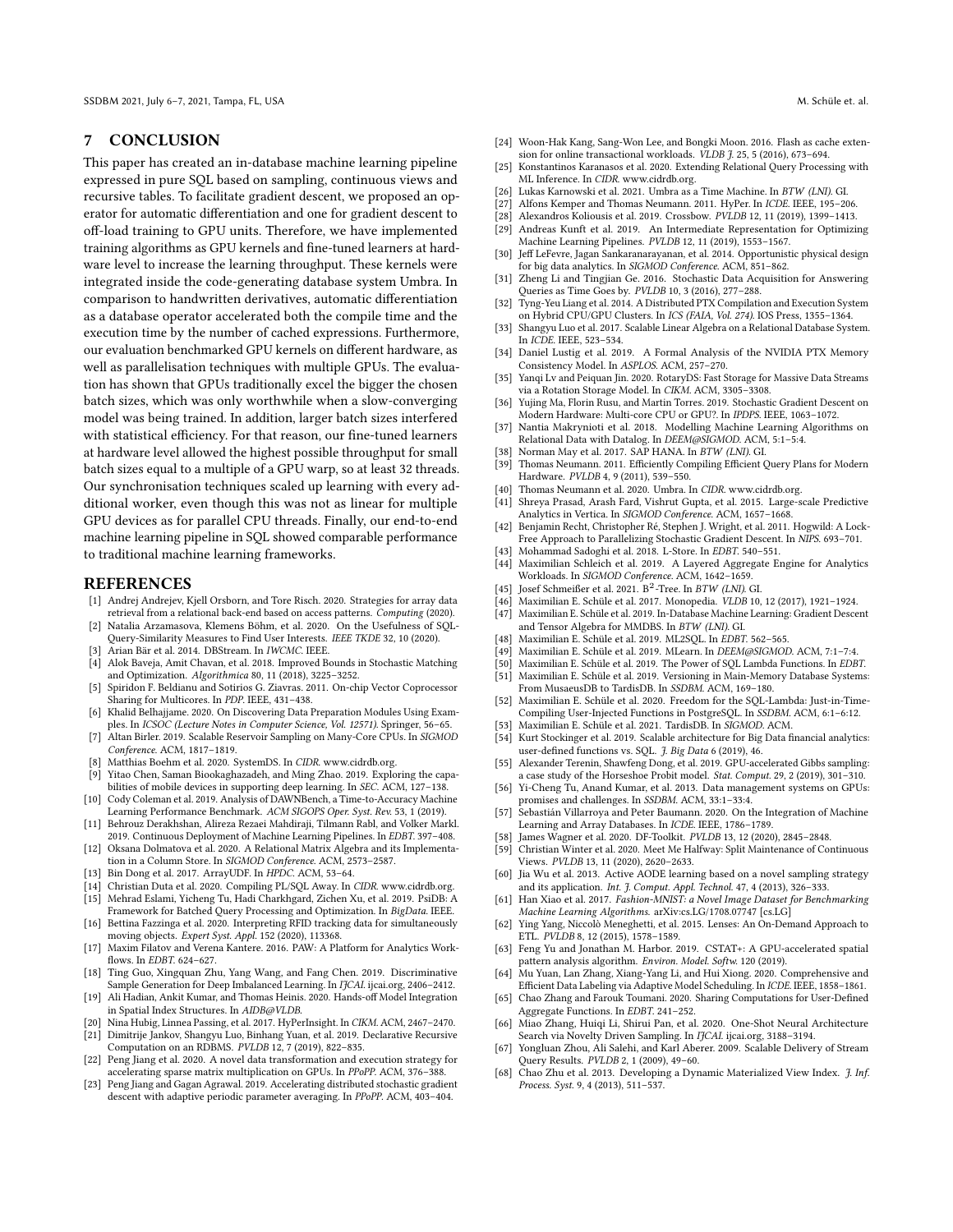## 7 CONCLUSION

This paper has created an in-database machine learning pipeline expressed in pure SQL based on sampling, continuous views and recursive tables. To facilitate gradient descent, we proposed an operator for automatic differentiation and one for gradient descent to off-load training to GPU units. Therefore, we have implemented training algorithms as GPU kernels and fine-tuned learners at hardware level to increase the learning throughput. These kernels were integrated inside the code-generating database system Umbra. In comparison to handwritten derivatives, automatic differentiation as a database operator accelerated both the compile time and the execution time by the number of cached expressions. Furthermore, our evaluation benchmarked GPU kernels on different hardware, as well as parallelisation techniques with multiple GPUs. The evaluation has shown that GPUs traditionally excel the bigger the chosen batch sizes, which was only worthwhile when a slow-converging model was being trained. In addition, larger batch sizes interfered with statistical efficiency. For that reason, our fine-tuned learners at hardware level allowed the highest possible throughput for small batch sizes equal to a multiple of a GPU warp, so at least 32 threads. Our synchronisation techniques scaled up learning with every additional worker, even though this was not as linear for multiple GPU devices as for parallel CPU threads. Finally, our end-to-end machine learning pipeline in SQL showed comparable performance to traditional machine learning frameworks.

## REFERENCES

[1] Andrej Andrejev, Kjell Orsborn, and Tore Risch. 2020. Strategies for array data retrieval from a relational back-end based on access patterns. *Computing* (2020).
[2] Natalia Arzamasova, Klemens Böhm, et al. 2020. On the Usefulness of SQL-Query-Similarity Measures to Find User Interests. *IEEE TKDE* 32, 10 (2020).
[3] Arian Bär et al. 2014. DBStream. In *IWCMC*. IEEE.
[4] Alok Baveja, Amit Chavan, et al. 2018. Improved Bounds in Stochastic Matching and Optimization. *Algorithmica* 80, 11 (2018), 3225–3252.
[5] Spiridon F. Beldianu and Sotirios G. Ziavras. 2011. On-chip Vector Coprocessor Sharing for Multicores. In *PDP*. IEEE, 431–438.
[6] Khalid Belhajjame. 2020. On Discovering Data Preparation Modules Using Examples. In *ICSOC (Lecture Notes in Computer Science, Vol. 12571)*. Springer, 56–65.
[7] Altan Birler. 2019. Scalable Reservoir Sampling on Many-Core CPUs. In *SIGMOD Conference*. ACM, 1817–1819.
[8] Matthias Boehm et al. 2020. SystemDS. In *CIDR*. www.cidrdb.org.
[9] Yitao Chen, Saman Biookaghazadeh, and Ming Zhao. 2019. Exploring the capabilities of mobile devices in supporting deep learning. In *SEC*. ACM, 127–138.
[10] Cody Coleman et al. 2019. Analysis of DAWNBench, a Time-to-Accuracy Machine Learning Performance Benchmark. *ACM SIGOPS Oper. Syst. Rev.* 53, 1 (2019).
[11] Behrouz Derakhshan, Alireza Rezaei Mahdiraji, Tilmann Rabl, and Volker Markl. 2019. Continuous Deployment of Machine Learning Pipelines. In *EDBT*. 397–408.
[12] Oksana Dolmatova et al. 2020. A Relational Matrix Algebra and its Implementation in a Column Store. In *SIGMOD Conference*. ACM, 2573–2587.
[13] Bin Dong et al. 2017. ArrayUDF. In *HPDC*. ACM, 53–64.
[14] Christian Duta et al. 2020. Compiling PL/SQL Away. In *CIDR*. www.cidrdb.org.
[15] Mehrad Eslami, Yicheng Tu, Hadi Charkhgard, Zichen Xu, et al. 2019. PsiDB: A Framework for Batched Query Processing and Optimization. In *BigData*. IEEE.
[16] Bettina Fazzinga et al. 2020. Interpreting RFID tracking data for simultaneously moving objects. *Expert Syst. Appl.* 152 (2020), 113368.
[17] Maxim Filatov and Verena Kantere. 2016. PAW: A Platform for Analytics Workflows. In *EDBT*. 624–627.
[18] Ting Guo, Xingquan Zhu, Yang Wang, and Fang Chen. 2019. Discriminative Sample Generation for Deep Imbalanced Learning. In *IJCAI*. ijcai.org, 2406–2412.
[19] Ali Hadian, Ankit Kumar, and Thomas Heinis. 2020. Hands-off Model Integration in Spatial Index Structures. In *AIDB@VLDB*.
[20] Nina Hubig, Linnea Passing, et al. 2017. HyPerInsight. In *CIKM*. ACM, 2467–2470.
[21] Dimitrije Jankov, Shangyu Luo, Binhang Yuan, et al. 2019. Declarative Recursive Computation on an RDBMS. *PVLDB* 12, 7 (2019), 822–835.
[22] Peng Jiang et al. 2020. A novel data transformation and execution strategy for accelerating sparse matrix multiplication on GPUs. In *PPoPP*. ACM, 376–388.
[23] Peng Jiang and Gagan Agrawal. 2019. Accelerating distributed stochastic gradient descent with adaptive periodic parameter averaging. In *PPoPP*. ACM, 403–404.
[24] Woon-Hak Kang, Sang-Won Lee, and Bongki Moon. 2016. Flash as cache extension for online transactional workloads. *VLDB J.* 25, 5 (2016), 673–694.
[25] Konstantinos Karanasos et al. 2020. Extending Relational Query Processing with ML Inference. In *CIDR*. www.cidrdb.org.
[26] Lukas Karnowski et al. 2021. Umbra as a Time Machine. In *BTW (LNI)*. GI.
[27] Alfons Kemper and Thomas Neumann. 2011. HyPer. In *ICDE*. IEEE, 195–206.
[28] Alexandros Koliousis et al. 2019. Crossbow. *PVLDB* 12, 11 (2019), 1399–1413.
[29] Andreas Kunft et al. 2019. An Intermediate Representation for Optimizing Machine Learning Pipelines. *PVLDB* 12, 11 (2019), 1553–1567.
[30] Jeff LeFevre, Jagan Sankaranarayanan, et al. 2014. Opportunistic physical design for big data analytics. In *SIGMOD Conference*. ACM, 851–862.
[31] Zheng Li and Tingjian Ge. 2016. Stochastic Data Acquisition for Answering Queries as Time Goes by. *PVLDB* 10, 3 (2016), 277–288.
[32] Tyng-Yeu Liang et al. 2014. A Distributed PTX Compilation and Execution System on Hybrid CPU/GPU Clusters. In *ICS (FAIA, Vol. 274)*. IOS Press, 1355–1364.
[33] Shangyu Luo et al. 2017. Scalable Linear Algebra on a Relational Database System. In *ICDE*. IEEE, 523–534.
[34] Daniel Lustig et al. 2019. A Formal Analysis of the NVIDIA PTX Memory Consistency Model. In *ASPLOS*. ACM, 257–270.
[35] Yanqi Lv and Peiquan Jin. 2020. RotaryDS: Fast Storage for Massive Data Streams via a Rotation Storage Model. In *CIKM*. ACM, 3305–3308.
[36] Yujing Ma, Florin Rusu, and Martin Torres. 2019. Stochastic Gradient Descent on Modern Hardware: Multi-core CPU or GPU?. In *IPDPS*. IEEE, 1063–1072.
[37] Nantia Makrynioti et al. 2018. Modelling Machine Learning Algorithms on Relational Data with Datalog. In *DEEM@SIGMOD*. ACM, 5:1–5:4.
[38] Norman May et al. 2017. SAP HANA. In *BTW (LNI)*. GI.
[39] Thomas Neumann. 2011. Efficiently Compiling Efficient Query Plans for Modern Hardware. *PVLDB* 4, 9 (2011), 539–550.
[40] Thomas Neumann et al. 2020. Umbra. In *CIDR*. www.cidrdb.org.
[41] Shreya Prasad, Arash Fard, Vishrut Gupta, et al. 2015. Large-scale Predictive Analytics in Vertica. In *SIGMOD Conference*. ACM, 1657–1668.
[42] Benjamin Recht, Christopher Ré, Stephen J. Wright, et al. 2011. Hogwild: A Lock-Free Approach to Parallelizing Stochastic Gradient Descent. In *NIPS*. 693–701.
[43] Mohammad Sadoghi et al. 2018. L-Store. In *EDBT*. 540–551.
[44] Maximilian Schleich et al. 2019. A Layered Aggregate Engine for Analytics Workloads. In *SIGMOD Conference*. ACM, 1642–1659.
[45] Josef Schmeißer et al. 2021. $B^2$-Tree. In *BTW (LNI)*. GI.
[46] Maximilian E. Schüle et al. 2017. Monopedia. *VLDB* 10, 12 (2017), 1921–1924.
[47] Maximilian E. Schüle et al. 2019. In-Database Machine Learning: Gradient Descent and Tensor Algebra for MMDBS. In *BTW (LNI)*. GI.
[48] Maximilian E. Schüle et al. 2019. ML2SQL. In *EDBT*. 562–565.
[49] Maximilian E. Schüle et al. 2019. MLearn. In *DEEM@SIGMOD*. ACM, 7:1–7:4.
[50] Maximilian E. Schüle et al. 2019. The Power of SQL Lambda Functions. In *EDBT*.
[51] Maximilian E. Schüle et al. 2019. Versioning in Main-Memory Database Systems: From MusaeusDB to TardisDB. In *SSDBM*. ACM, 169–180.
[52] Maximilian E. Schüle et al. 2020. Freedom for the SQL-Lambda: Just-in-Time-Compiling User-Injected Functions in PostgreSQL. In *SSDBM*. ACM, 6:1–6:12.
[53] Maximilian E. Schüle et al. 2021. TardisDB. In *SIGMOD*. ACM.
[54] Kurt Stockinger et al. 2019. Scalable architecture for Big Data financial analytics: user-defined functions vs. SQL. *J. Big Data* 6 (2019), 46.
[55] Alexander Terenin, Shawfeng Dong, et al. 2019. GPU-accelerated Gibbs sampling: a case study of the Horseshoe Probit model. *Stat. Comput.* 29, 2 (2019), 301–310.
[56] Yi-Cheng Tu, Anand Kumar, et al. 2013. Data management systems on GPUs: promises and challenges. In *SSDBM*. ACM, 33:1–33:4.
[57] Sebastián Villarroya and Peter Baumann. 2020. On the Integration of Machine Learning and Array Databases. In *ICDE*. IEEE, 1786–1789.
[58] James Wagner et al. 2020. DF-Toolkit. *PVLDB* 13, 12 (2020), 2845–2848.
[59] Christian Winter et al. 2020. Meet Me Halfway: Split Maintenance of Continuous Views. *PVLDB* 13, 11 (2020), 2620–2633.
[60] Jia Wu et al. 2013. Active AODE learning based on a novel sampling strategy and its application. *Int. J. Comput. Appl. Technol.* 47, 4 (2013), 326–333.
[61] Han Xiao et al. 2017. *Fashion-MNIST: a Novel Image Dataset for Benchmarking Machine Learning Algorithms.* arXiv:cs.LG/1708.07747 [cs.LG]
[62] Ying Yang, Niccolò Meneghetti, et al. 2015. Lenses: An On-Demand Approach to ETL. *PVLDB* 8, 12 (2015), 1578–1589.
[63] Feng Yu and Jonathan M. Harbor. 2019. CSTAT+: A GPU-accelerated spatial pattern analysis algorithm. *Environ. Model. Softw.* 120 (2019).
[64] Mu Yuan, Lan Zhang, Xiang-Yang Li, and Hui Xiong. 2020. Comprehensive and Efficient Data Labeling via Adaptive Model Scheduling. In *ICDE*. IEEE, 1858–1861.
[65] Chao Zhang and Farouk Toumani. 2020. Sharing Computations for User-Defined Aggregate Functions. In *EDBT*. 241–252.
[66] Miao Zhang, Huiqi Li, Shirui Pan, et al. 2020. One-Shot Neural Architecture Search via Novelty Driven Sampling. In *IJCAI*. ijcai.org, 3188–3194.
[67] Yongluan Zhou, Ali Salehi, and Karl Aberer. 2009. Scalable Delivery of Stream Query Results. *PVLDB* 2, 1 (2009), 49–60.
[68] Chao Zhu et al. 2013. Developing a Dynamic Materialized View Index. *J. Inf. Process. Syst.* 9, 4 (2013), 511–537.